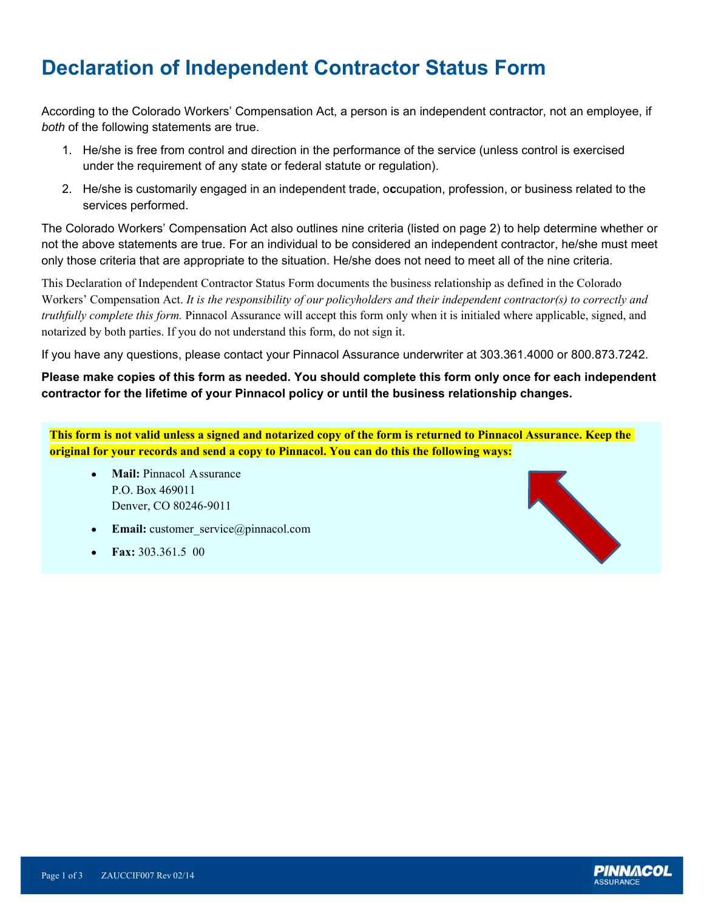# Declaration of Independent Contractor Status Form

According to the Colorado Workers' Compensation Act, a person is an independent contractor, not an employee, if *both* of the following statements are true.

1. He/she is free from control and direction in the performance of the service (unless control is exercised under the requirement of any state or federal statute or regulation).
2. He/she is customarily engaged in an independent trade, occupation, profession, or business related to the services performed.

The Colorado Workers' Compensation Act also outlines nine criteria (listed on page 2) to help determine whether or not the above statements are true. For an individual to be considered an independent contractor, he/she must meet only those criteria that are appropriate to the situation. He/she does not need to meet all of the nine criteria.

This Declaration of Independent Contractor Status Form documents the business relationship as defined in the Colorado Workers' Compensation Act. *It is the responsibility of our policyholders and their independent contractor(s) to correctly and truthfully complete this form.* Pinnacol Assurance will accept this form only when it is initialed where applicable, signed, and notarized by both parties. If you do not understand this form, do not sign it.

If you have any questions, please contact your Pinnacol Assurance underwriter at 303.361.4000 or 800.873.7242.

**Please make copies of this form as needed. You should complete this form only once for each independent contractor for the lifetime of your Pinnacol policy or until the business relationship changes.**

**This form is not valid unless a signed and notarized copy of the form is returned to Pinnacol Assurance. Keep the original for your records and send a copy to Pinnacol. You can do this the following ways:**

- **Mail:** Pinnacol Assurance
  P.O. Box 469011
  Denver, CO 80246-9011
- **Email:** customer_service@pinnacol.com
- **Fax:** 303.361.5 00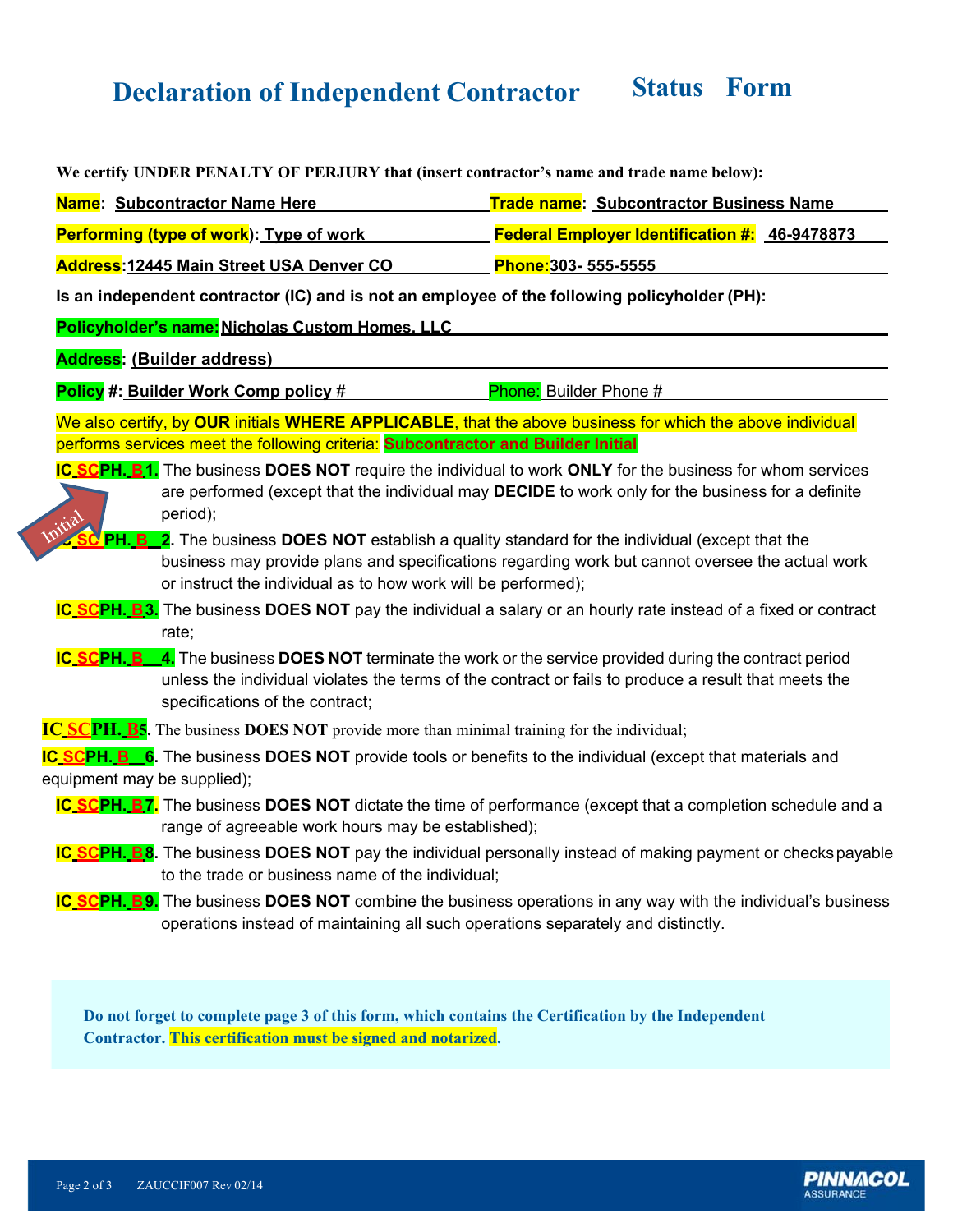# Declaration of Independent Contractor Status Form

**We certify UNDER PENALTY OF PERJURY that (insert contractor's name and trade name below):**

**Name**: Subcontractor Name Here **Trade name**: Subcontractor Business Name

**Performing (type of work)**: Type of work **Federal Employer Identification #**: 46-9478873

**Address**: 12445 Main Street USA Denver CO **Phone**: 303- 555-5555

**Is an independent contractor (IC) and is not an employee of the following policyholder (PH):**

**Policyholder's name**: Nicholas Custom Homes, LLC

**Address**: (Builder address)

**Policy #**: Builder Work Comp policy # Phone: Builder Phone #

We also certify, by **OUR** initials **WHERE APPLICABLE**, that the above business for which the above individual performs services meet the following criteria: **Subcontractor and Builder Initial**

Initial

**IC_SC PH._B 1.** The business **DOES NOT** require the individual to work **ONLY** for the business for whom services are performed (except that the individual may **DECIDE** to work only for the business for a definite period);

**IC_SC PH._B__2.** The business **DOES NOT** establish a quality standard for the individual (except that the business may provide plans and specifications regarding work but cannot oversee the actual work or instruct the individual as to how work will be performed);

**IC_SC PH._B 3.** The business **DOES NOT** pay the individual a salary or an hourly rate instead of a fixed or contract rate;

**IC_SC PH._B__4.** The business **DOES NOT** terminate the work or the service provided during the contract period unless the individual violates the terms of the contract or fails to produce a result that meets the specifications of the contract;

**IC_SC PH._B 5.** The business **DOES NOT** provide more than minimal training for the individual;

**IC_SC PH._B__6.** The business **DOES NOT** provide tools or benefits to the individual (except that materials and equipment may be supplied);

**IC_SC PH._B 7.** The business **DOES NOT** dictate the time of performance (except that a completion schedule and a range of agreeable work hours may be established);

**IC_SC PH._B 8.** The business **DOES NOT** pay the individual personally instead of making payment or checks payable to the trade or business name of the individual;

**IC_SC PH._B 9.** The business **DOES NOT** combine the business operations in any way with the individual's business operations instead of maintaining all such operations separately and distinctly.

**Do not forget to complete page 3 of this form, which contains the Certification by the Independent Contractor. This certification must be signed and notarized.**

ZAUCCIF007 Rev 02/14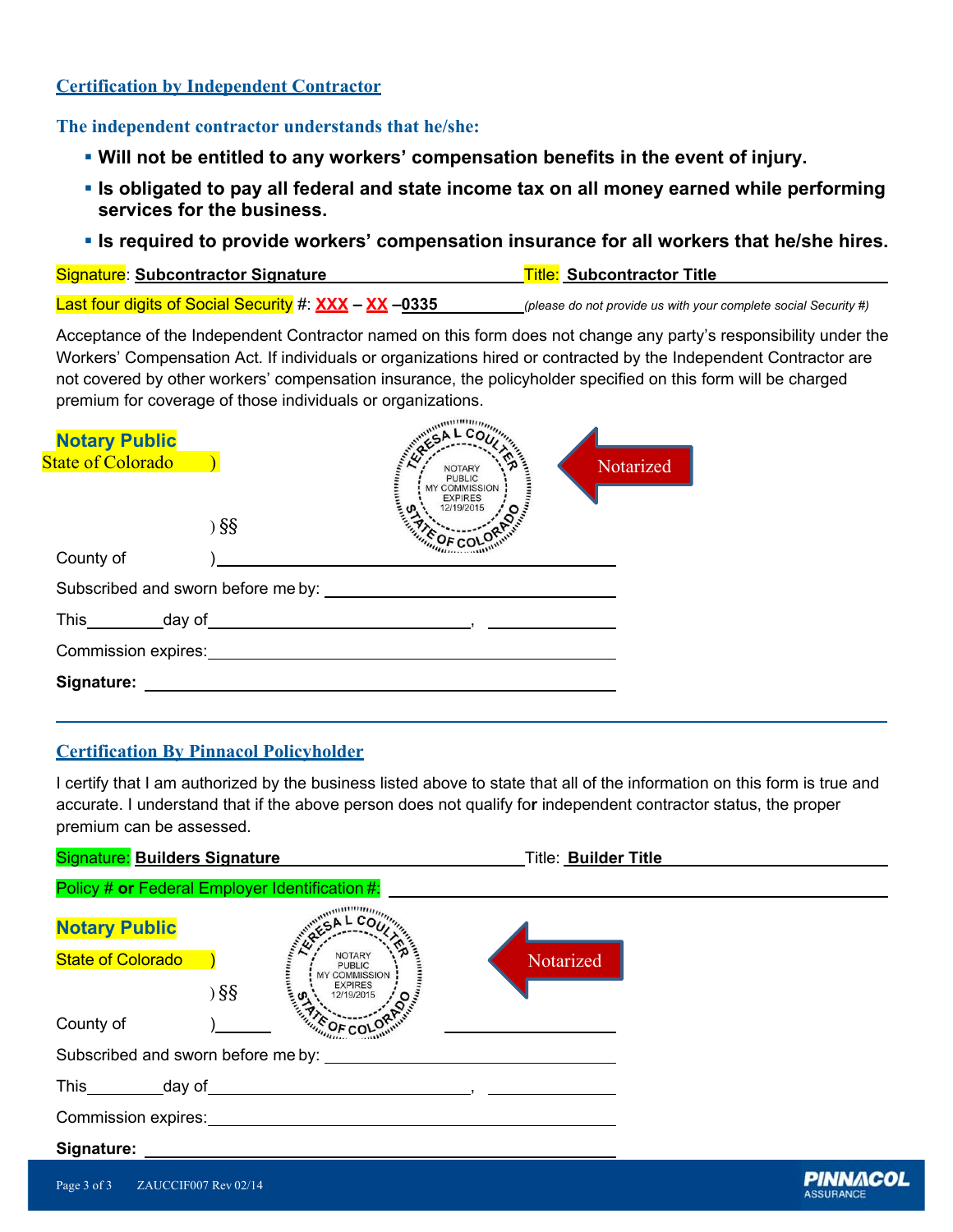## Certification by Independent Contractor

### The independent contractor understands that he/she:

- **Will not be entitled to any workers' compensation benefits in the event of injury.**
- **Is obligated to pay all federal and state income tax on all money earned while performing services for the business.**
- **Is required to provide workers' compensation insurance for all workers that he/she hires.**

Signature: **Subcontractor Signature** Title: **Subcontractor Title**

Last four digits of Social Security #: **XXX – XX –0335** *(please do not provide us with your complete social Security #)*

Acceptance of the Independent Contractor named on this form does not change any party's responsibility under the Workers' Compensation Act. If individuals or organizations hired or contracted by the Independent Contractor are not covered by other workers' compensation insurance, the policyholder specified on this form will be charged premium for coverage of those individuals or organizations.

**Notary Public**

State of Colorado )

TERESA L COULTER NOTARY PUBLIC MY COMMISSION EXPIRES 12/19/2015 STATE OF COLORADO

Notarized

) §§

County of )\_\_\_\_\_\_\_\_\_\_\_\_\_\_\_\_\_\_\_\_\_\_\_\_\_\_\_\_\_\_

Subscribed and sworn before me by: \_\_\_\_\_\_\_\_\_\_\_\_\_\_\_\_\_\_\_\_\_\_\_\_\_\_\_\_\_\_

This\_\_\_\_\_\_\_\_day of\_\_\_\_\_\_\_\_\_\_\_\_\_\_\_\_\_\_\_\_\_\_\_\_\_\_\_\_\_, \_\_\_\_\_\_\_\_\_\_\_\_

Commission expires:\_\_\_\_\_\_\_\_\_\_\_\_\_\_\_\_\_\_\_\_\_\_\_\_\_\_\_\_\_\_

**Signature:** \_\_\_\_\_\_\_\_\_\_\_\_\_\_\_\_\_\_\_\_\_\_\_\_\_\_\_\_\_\_

---

## Certification By Pinnacol Policyholder

I certify that I am authorized by the business listed above to state that all of the information on this form is true and accurate. I understand that if the above person does not qualify for independent contractor status, the proper premium can be assessed.

Signature: **Builders Signature** Title: **Builder Title**

Policy # **or** Federal Employer Identification #: \_\_\_\_\_\_\_\_\_\_\_\_\_\_\_\_\_\_\_\_\_\_\_\_\_\_\_\_\_\_

**Notary Public**

State of Colorado )

TERESA L COULTER NOTARY PUBLIC MY COMMISSION EXPIRES 12/19/2015 STATE OF COLORADO

Notarized

) §§

County of )\_\_\_\_\_\_ \_\_\_\_\_\_\_\_\_\_\_\_\_\_\_\_

Subscribed and sworn before me by: \_\_\_\_\_\_\_\_\_\_\_\_\_\_\_\_\_\_\_\_\_\_\_\_\_\_\_\_\_\_

This\_\_\_\_\_\_\_\_day of\_\_\_\_\_\_\_\_\_\_\_\_\_\_\_\_\_\_\_\_\_\_\_\_\_\_\_\_\_, \_\_\_\_\_\_\_\_\_\_\_\_

Commission expires:\_\_\_\_\_\_\_\_\_\_\_\_\_\_\_\_\_\_\_\_\_\_\_\_\_\_\_\_\_\_

**Signature:** \_\_\_\_\_\_\_\_\_\_\_\_\_\_\_\_\_\_\_\_\_\_\_\_\_\_\_\_\_\_

ZAUCCIF007 Rev 02/14

PINNACOL ASSURANCE